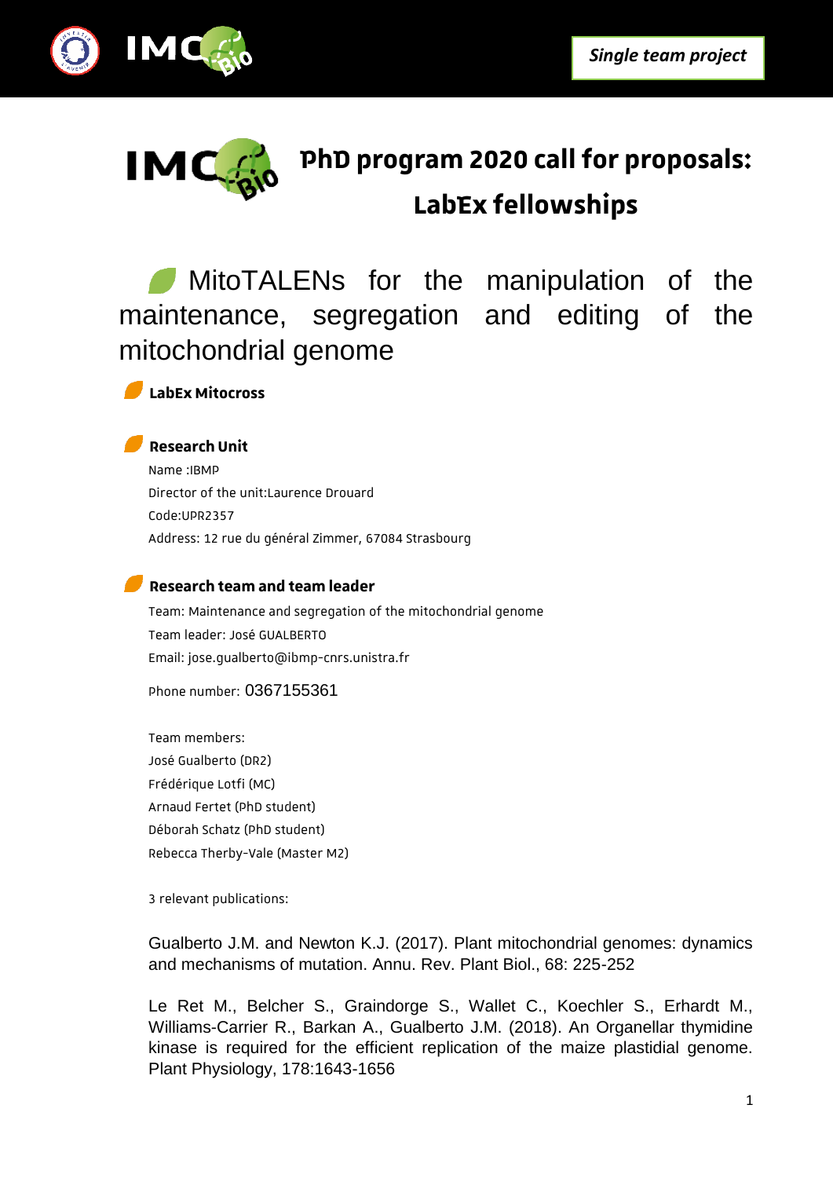**Single team project**

# PhD program 2020 call for proposals: LabEx fellowships

## MitoTALENs for the manipulation of the maintenance, segregation and editing of the mitochondrial genome

### LabEx Mitocross

### Research Unit

Name :IBMP

Director of the unit:Laurence Drouard

Code:UPR2357

Address: 12 rue du général Zimmer, 67084 Strasbourg

### Research team and team leader

Team: Maintenance and segregation of the mitochondrial genome

Team leader: José GUALBERTO

Email: jose.gualberto@ibmp-cnrs.unistra.fr

Phone number: 0367155361

Team members:

José Gualberto (DR2)

Frédérique Lotfi (MC)

Arnaud Fertet (PhD student)

Déborah Schatz (PhD student)

Rebecca Therby-Vale (Master M2)

3 relevant publications:

Gualberto J.M. and Newton K.J. (2017). Plant mitochondrial genomes: dynamics and mechanisms of mutation. Annu. Rev. Plant Biol., 68: 225-252

Le Ret M., Belcher S., Graindorge S., Wallet C., Koechler S., Erhardt M., Williams-Carrier R., Barkan A., Gualberto J.M. (2018). An Organellar thymidine kinase is required for the efficient replication of the maize plastidial genome. Plant Physiology, 178:1643-1656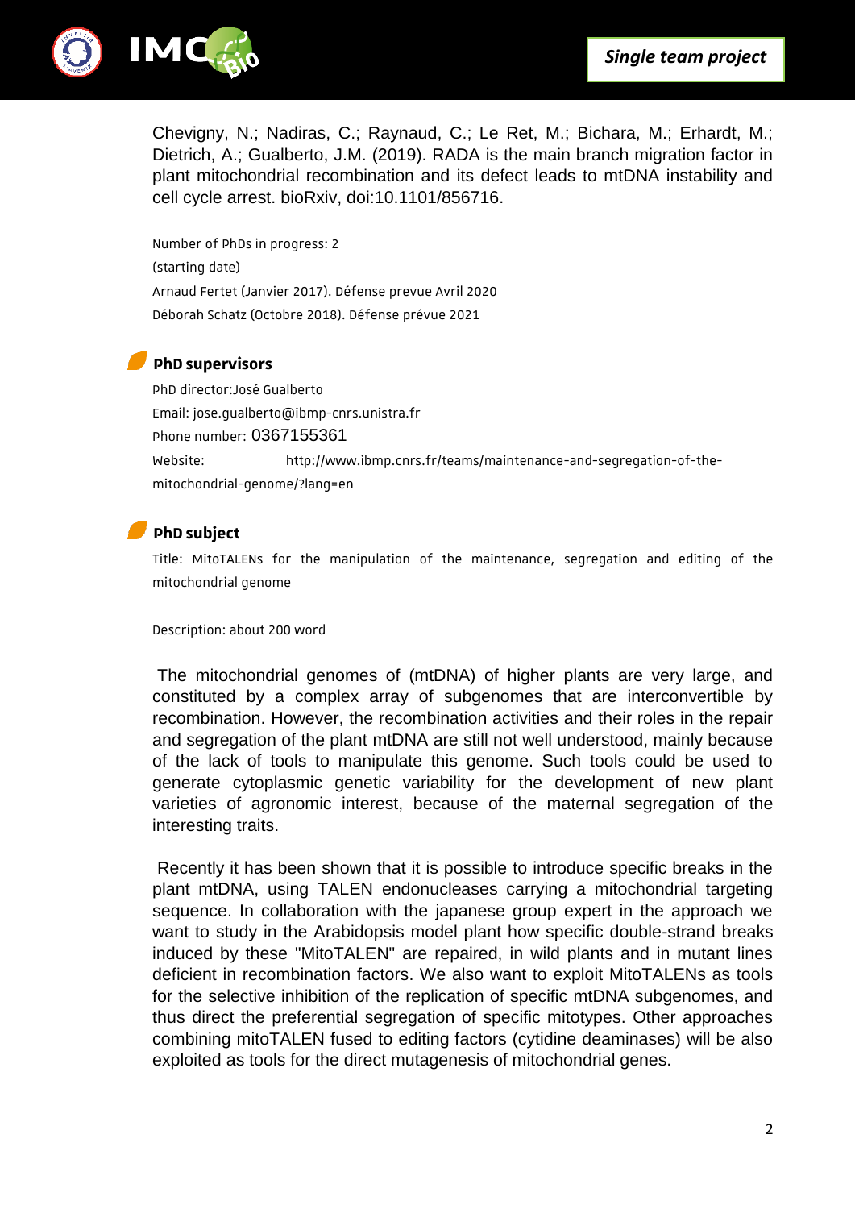Chevigny, N.; Nadiras, C.; Raynaud, C.; Le Ret, M.; Bichara, M.; Erhardt, M.; Dietrich, A.; Gualberto, J.M. (2019). RADA is the main branch migration factor in plant mitochondrial recombination and its defect leads to mtDNA instability and cell cycle arrest. bioRxiv, doi:10.1101/856716.

Number of PhDs in progress: 2

(starting date)

Arnaud Fertet (Janvier 2017). Défense prevue Avril 2020

Déborah Schatz (Octobre 2018). Défense prévue 2021

## PhD supervisors

PhD director:José Gualberto

Email: jose.gualberto@ibmp-cnrs.unistra.fr

Phone number: 0367155361

Website: http://www.ibmp.cnrs.fr/teams/maintenance-and-segregation-of-the-mitochondrial-genome/?lang=en

## PhD subject

Title: MitoTALENs for the manipulation of the maintenance, segregation and editing of the mitochondrial genome

Description: about 200 word

The mitochondrial genomes of (mtDNA) of higher plants are very large, and constituted by a complex array of subgenomes that are interconvertible by recombination. However, the recombination activities and their roles in the repair and segregation of the plant mtDNA are still not well understood, mainly because of the lack of tools to manipulate this genome. Such tools could be used to generate cytoplasmic genetic variability for the development of new plant varieties of agronomic interest, because of the maternal segregation of the interesting traits.

Recently it has been shown that it is possible to introduce specific breaks in the plant mtDNA, using TALEN endonucleases carrying a mitochondrial targeting sequence. In collaboration with the japanese group expert in the approach we want to study in the Arabidopsis model plant how specific double-strand breaks induced by these "MitoTALEN" are repaired, in wild plants and in mutant lines deficient in recombination factors. We also want to exploit MitoTALENs as tools for the selective inhibition of the replication of specific mtDNA subgenomes, and thus direct the preferential segregation of specific mitotypes. Other approaches combining mitoTALEN fused to editing factors (cytidine deaminases) will be also exploited as tools for the direct mutagenesis of mitochondrial genes.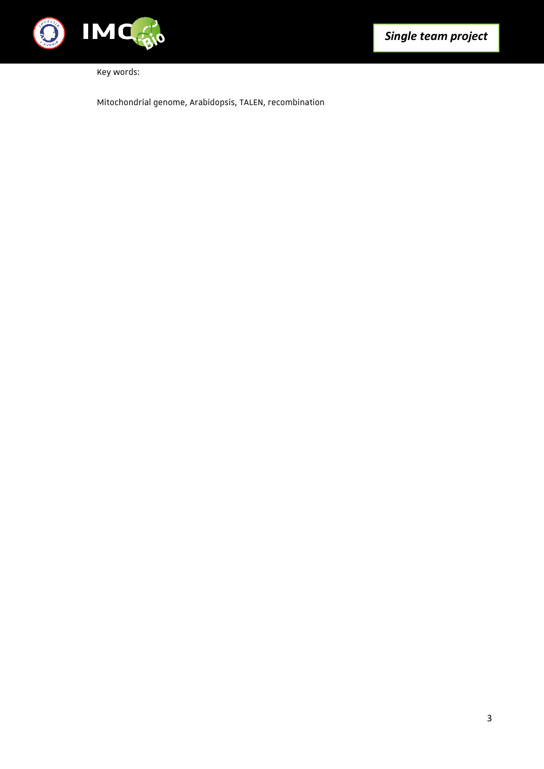Key words:

Mitochondrial genome, Arabidopsis, TALEN, recombination